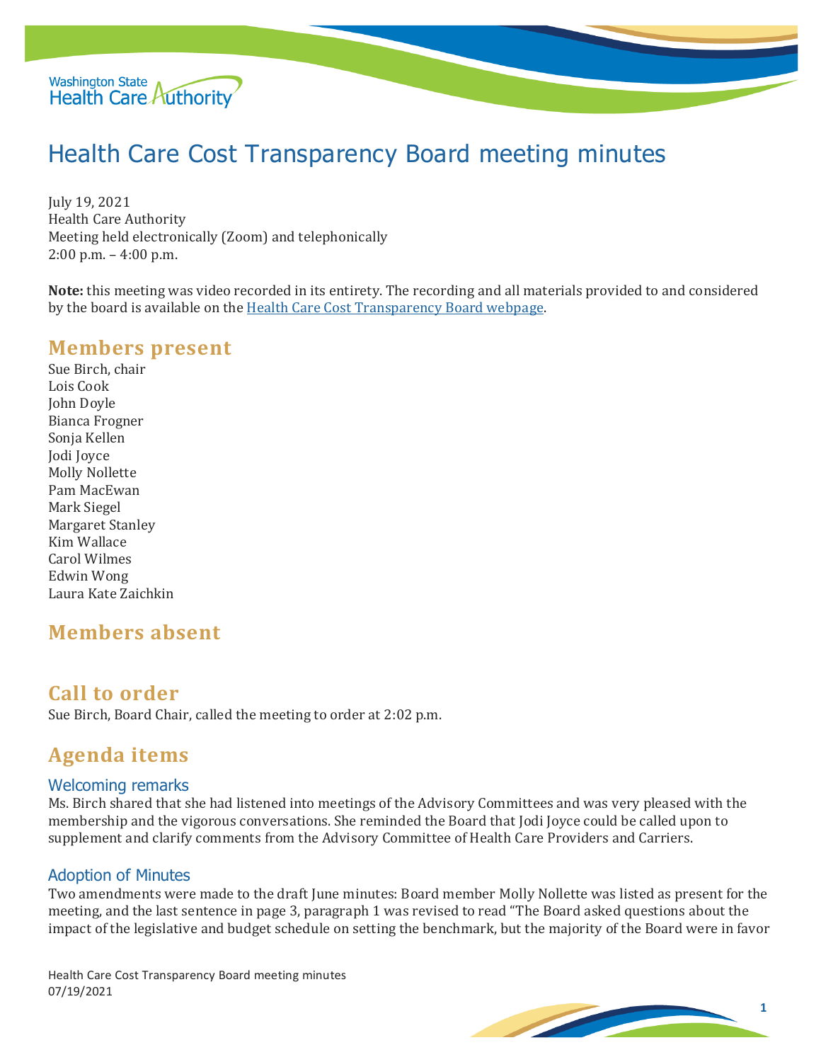# Health Care Cost Transparency Board meeting minutes

July 19, 2021
Health Care Authority
Meeting held electronically (Zoom) and telephonically
2:00 p.m. – 4:00 p.m.

**Note:** this meeting was video recorded in its entirety. The recording and all materials provided to and considered by the board is available on the Health Care Cost Transparency Board webpage.

## Members present

Sue Birch, chair
Lois Cook
John Doyle
Bianca Frogner
Sonja Kellen
Jodi Joyce
Molly Nollette
Pam MacEwan
Mark Siegel
Margaret Stanley
Kim Wallace
Carol Wilmes
Edwin Wong
Laura Kate Zaichkin

## Members absent

## Call to order

Sue Birch, Board Chair, called the meeting to order at 2:02 p.m.

## Agenda items

### Welcoming remarks

Ms. Birch shared that she had listened into meetings of the Advisory Committees and was very pleased with the membership and the vigorous conversations. She reminded the Board that Jodi Joyce could be called upon to supplement and clarify comments from the Advisory Committee of Health Care Providers and Carriers.

### Adoption of Minutes

Two amendments were made to the draft June minutes: Board member Molly Nollette was listed as present for the meeting, and the last sentence in page 3, paragraph 1 was revised to read "The Board asked questions about the impact of the legislative and budget schedule on setting the benchmark, but the majority of the Board were in favor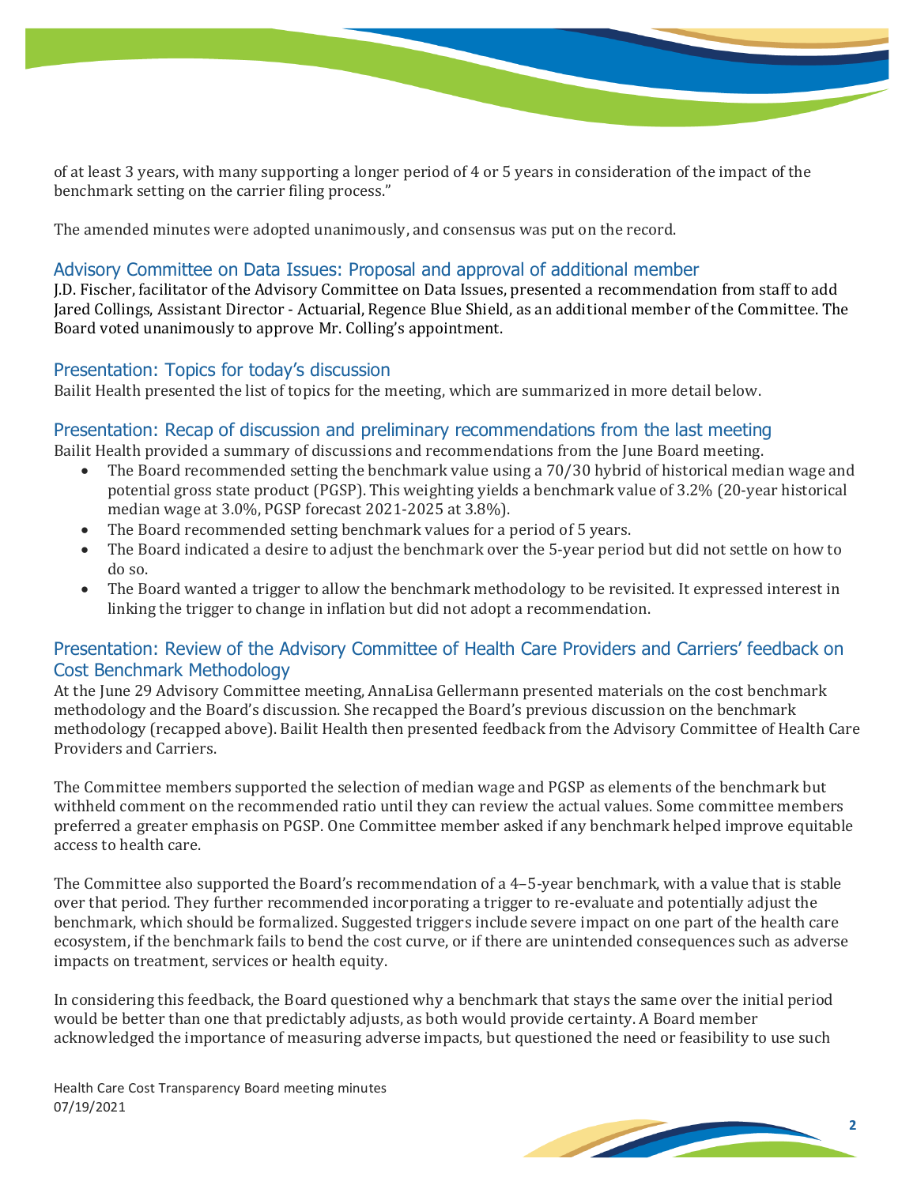of at least 3 years, with many supporting a longer period of 4 or 5 years in consideration of the impact of the benchmark setting on the carrier filing process."

The amended minutes were adopted unanimously, and consensus was put on the record.

## Advisory Committee on Data Issues: Proposal and approval of additional member

J.D. Fischer, facilitator of the Advisory Committee on Data Issues, presented a recommendation from staff to add Jared Collings, Assistant Director - Actuarial, Regence Blue Shield, as an additional member of the Committee. The Board voted unanimously to approve Mr. Colling's appointment.

## Presentation: Topics for today's discussion

Bailit Health presented the list of topics for the meeting, which are summarized in more detail below.

## Presentation: Recap of discussion and preliminary recommendations from the last meeting

Bailit Health provided a summary of discussions and recommendations from the June Board meeting.

- The Board recommended setting the benchmark value using a 70/30 hybrid of historical median wage and potential gross state product (PGSP). This weighting yields a benchmark value of 3.2% (20-year historical median wage at 3.0%, PGSP forecast 2021-2025 at 3.8%).
- The Board recommended setting benchmark values for a period of 5 years.
- The Board indicated a desire to adjust the benchmark over the 5-year period but did not settle on how to do so.
- The Board wanted a trigger to allow the benchmark methodology to be revisited. It expressed interest in linking the trigger to change in inflation but did not adopt a recommendation.

## Presentation: Review of the Advisory Committee of Health Care Providers and Carriers' feedback on Cost Benchmark Methodology

At the June 29 Advisory Committee meeting, AnnaLisa Gellermann presented materials on the cost benchmark methodology and the Board's discussion. She recapped the Board's previous discussion on the benchmark methodology (recapped above). Bailit Health then presented feedback from the Advisory Committee of Health Care Providers and Carriers.

The Committee members supported the selection of median wage and PGSP as elements of the benchmark but withheld comment on the recommended ratio until they can review the actual values. Some committee members preferred a greater emphasis on PGSP. One Committee member asked if any benchmark helped improve equitable access to health care.

The Committee also supported the Board's recommendation of a 4–5-year benchmark, with a value that is stable over that period. They further recommended incorporating a trigger to re-evaluate and potentially adjust the benchmark, which should be formalized. Suggested triggers include severe impact on one part of the health care ecosystem, if the benchmark fails to bend the cost curve, or if there are unintended consequences such as adverse impacts on treatment, services or health equity.

In considering this feedback, the Board questioned why a benchmark that stays the same over the initial period would be better than one that predictably adjusts, as both would provide certainty. A Board member acknowledged the importance of measuring adverse impacts, but questioned the need or feasibility to use such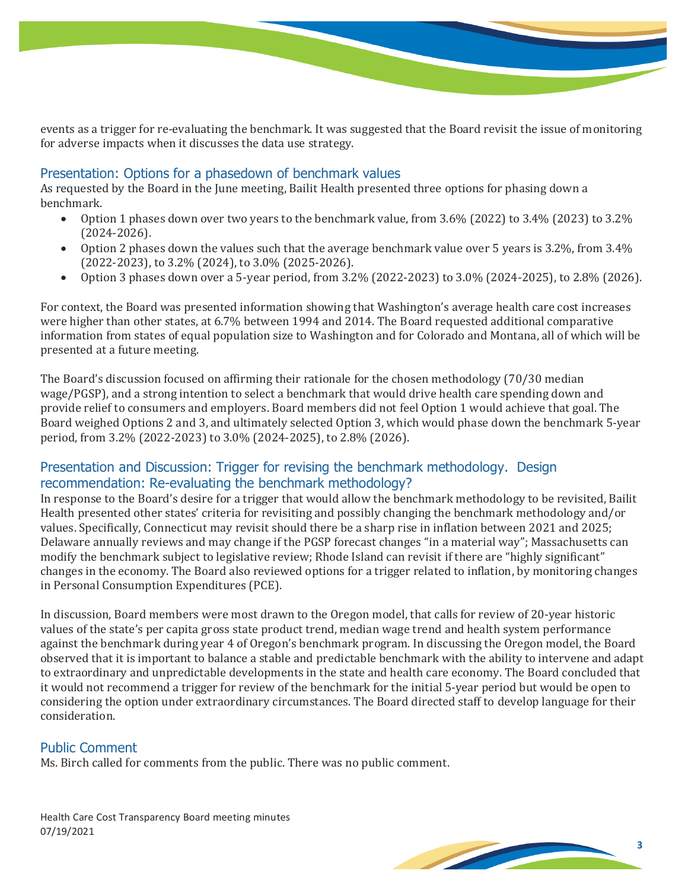events as a trigger for re-evaluating the benchmark. It was suggested that the Board revisit the issue of monitoring for adverse impacts when it discusses the data use strategy.

## Presentation: Options for a phasedown of benchmark values

As requested by the Board in the June meeting, Bailit Health presented three options for phasing down a benchmark.

- Option 1 phases down over two years to the benchmark value, from 3.6% (2022) to 3.4% (2023) to 3.2% (2024-2026).
- Option 2 phases down the values such that the average benchmark value over 5 years is 3.2%, from 3.4% (2022-2023), to 3.2% (2024), to 3.0% (2025-2026).
- Option 3 phases down over a 5-year period, from 3.2% (2022-2023) to 3.0% (2024-2025), to 2.8% (2026).

For context, the Board was presented information showing that Washington's average health care cost increases were higher than other states, at 6.7% between 1994 and 2014. The Board requested additional comparative information from states of equal population size to Washington and for Colorado and Montana, all of which will be presented at a future meeting.

The Board's discussion focused on affirming their rationale for the chosen methodology (70/30 median wage/PGSP), and a strong intention to select a benchmark that would drive health care spending down and provide relief to consumers and employers. Board members did not feel Option 1 would achieve that goal. The Board weighed Options 2 and 3, and ultimately selected Option 3, which would phase down the benchmark 5-year period, from 3.2% (2022-2023) to 3.0% (2024-2025), to 2.8% (2026).

## Presentation and Discussion: Trigger for revising the benchmark methodology. Design recommendation: Re-evaluating the benchmark methodology?

In response to the Board's desire for a trigger that would allow the benchmark methodology to be revisited, Bailit Health presented other states' criteria for revisiting and possibly changing the benchmark methodology and/or values. Specifically, Connecticut may revisit should there be a sharp rise in inflation between 2021 and 2025; Delaware annually reviews and may change if the PGSP forecast changes "in a material way"; Massachusetts can modify the benchmark subject to legislative review; Rhode Island can revisit if there are "highly significant" changes in the economy. The Board also reviewed options for a trigger related to inflation, by monitoring changes in Personal Consumption Expenditures (PCE).

In discussion, Board members were most drawn to the Oregon model, that calls for review of 20-year historic values of the state's per capita gross state product trend, median wage trend and health system performance against the benchmark during year 4 of Oregon's benchmark program. In discussing the Oregon model, the Board observed that it is important to balance a stable and predictable benchmark with the ability to intervene and adapt to extraordinary and unpredictable developments in the state and health care economy. The Board concluded that it would not recommend a trigger for review of the benchmark for the initial 5-year period but would be open to considering the option under extraordinary circumstances. The Board directed staff to develop language for their consideration.

## Public Comment

Ms. Birch called for comments from the public. There was no public comment.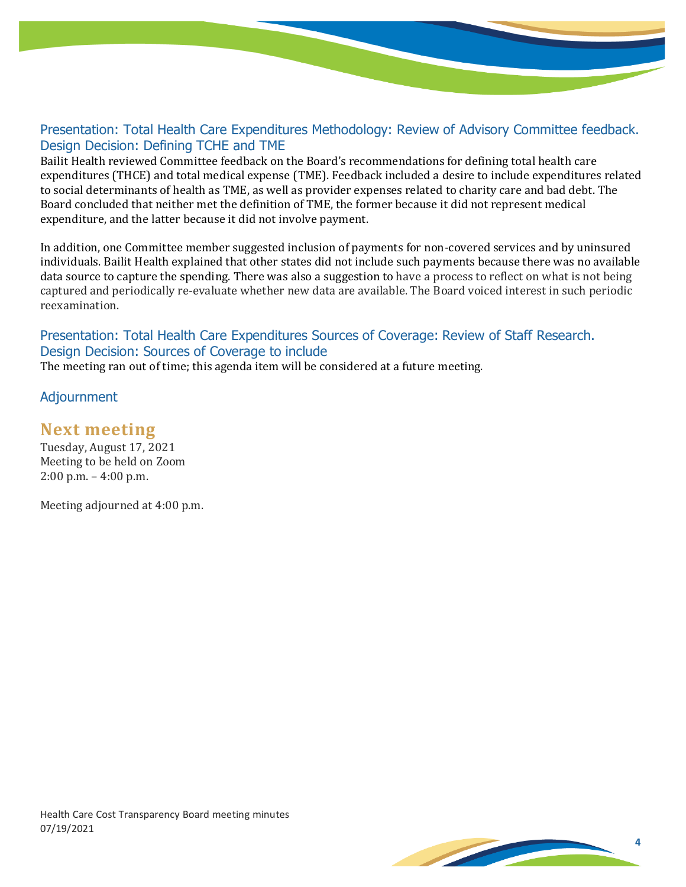### Presentation: Total Health Care Expenditures Methodology: Review of Advisory Committee feedback. Design Decision: Defining TCHE and TME

Bailit Health reviewed Committee feedback on the Board's recommendations for defining total health care expenditures (THCE) and total medical expense (TME). Feedback included a desire to include expenditures related to social determinants of health as TME, as well as provider expenses related to charity care and bad debt. The Board concluded that neither met the definition of TME, the former because it did not represent medical expenditure, and the latter because it did not involve payment.

In addition, one Committee member suggested inclusion of payments for non-covered services and by uninsured individuals. Bailit Health explained that other states did not include such payments because there was no available data source to capture the spending. There was also a suggestion to have a process to reflect on what is not being captured and periodically re-evaluate whether new data are available. The Board voiced interest in such periodic reexamination.

### Presentation: Total Health Care Expenditures Sources of Coverage: Review of Staff Research. Design Decision: Sources of Coverage to include

The meeting ran out of time; this agenda item will be considered at a future meeting.

### Adjournment

## Next meeting

Tuesday, August 17, 2021
Meeting to be held on Zoom
2:00 p.m. – 4:00 p.m.

Meeting adjourned at 4:00 p.m.